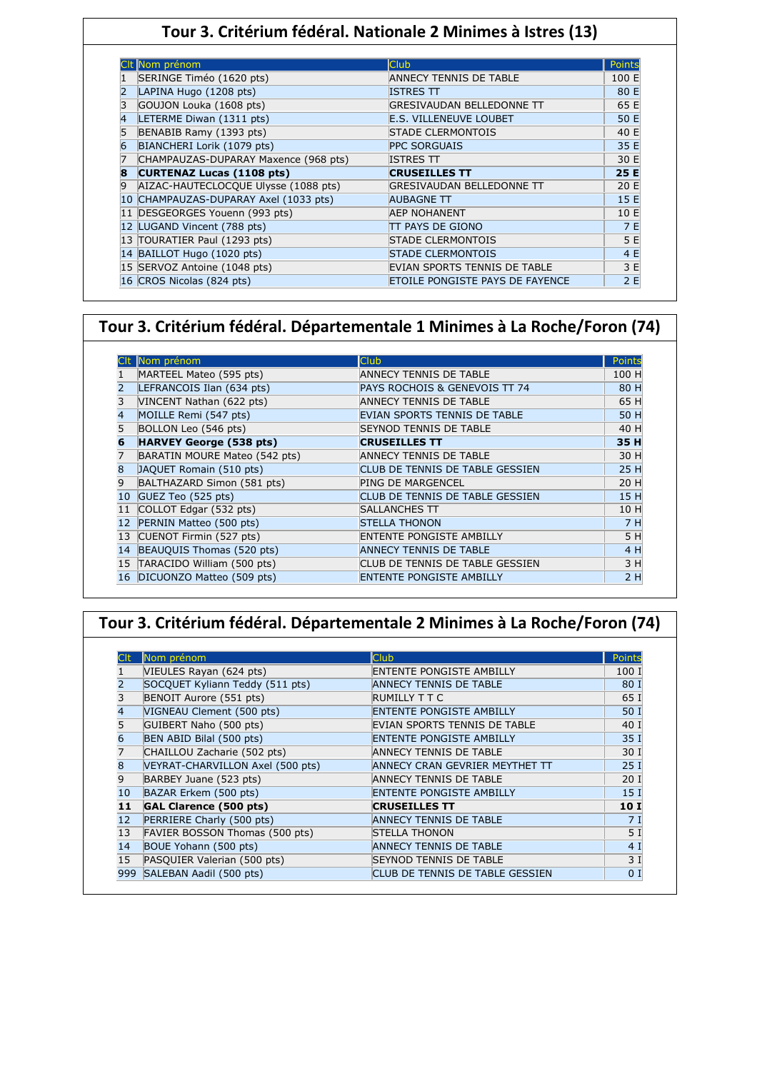## Tour 3. Critérium fédéral. Nationale 2 Minimes à Istres (13)

| Clt | Nom prénom | Club | Points |
|---|---|---|---|
| 1 | SERINGE Timéo (1620 pts) | ANNECY TENNIS DE TABLE | 100 E |
| 2 | LAPINA Hugo (1208 pts) | ISTRES TT | 80 E |
| 3 | GOUJON Louka (1608 pts) | GRESIVAUDAN BELLEDONNE TT | 65 E |
| 4 | LETERME Diwan (1311 pts) | E.S. VILLENEUVE LOUBET | 50 E |
| 5 | BENABIB Ramy (1393 pts) | STADE CLERMONTOIS | 40 E |
| 6 | BIANCHERI Lorik (1079 pts) | PPC SORGUAIS | 35 E |
| 7 | CHAMPAUZAS-DUPARAY Maxence (968 pts) | ISTRES TT | 30 E |
| **8** | **CURTENAZ Lucas (1108 pts)** | **CRUSEILLES TT** | **25 E** |
| 9 | AIZAC-HAUTECLOCQUE Ulysse (1088 pts) | GRESIVAUDAN BELLEDONNE TT | 20 E |
| 10 | CHAMPAUZAS-DUPARAY Axel (1033 pts) | AUBAGNE TT | 15 E |
| 11 | DESGEORGES Youenn (993 pts) | AEP NOHANENT | 10 E |
| 12 | LUGAND Vincent (788 pts) | TT PAYS DE GIONO | 7 E |
| 13 | TOURATIER Paul (1293 pts) | STADE CLERMONTOIS | 5 E |
| 14 | BAILLOT Hugo (1020 pts) | STADE CLERMONTOIS | 4 E |
| 15 | SERVOZ Antoine (1048 pts) | EVIAN SPORTS TENNIS DE TABLE | 3 E |
| 16 | CROS Nicolas (824 pts) | ETOILE PONGISTE PAYS DE FAYENCE | 2 E |

## Tour 3. Critérium fédéral. Départementale 1 Minimes à La Roche/Foron (74)

| Clt | Nom prénom | Club | Points |
|---|---|---|---|
| 1 | MARTEEL Mateo (595 pts) | ANNECY TENNIS DE TABLE | 100 H |
| 2 | LEFRANCOIS Ilan (634 pts) | PAYS ROCHOIS & GENEVOIS TT 74 | 80 H |
| 3 | VINCENT Nathan (622 pts) | ANNECY TENNIS DE TABLE | 65 H |
| 4 | MOILLE Remi (547 pts) | EVIAN SPORTS TENNIS DE TABLE | 50 H |
| 5 | BOLLON Leo (546 pts) | SEYNOD TENNIS DE TABLE | 40 H |
| **6** | **HARVEY George (538 pts)** | **CRUSEILLES TT** | **35 H** |
| 7 | BARATIN MOURE Mateo (542 pts) | ANNECY TENNIS DE TABLE | 30 H |
| 8 | JAQUET Romain (510 pts) | CLUB DE TENNIS DE TABLE GESSIEN | 25 H |
| 9 | BALTHAZARD Simon (581 pts) | PING DE MARGENCEL | 20 H |
| 10 | GUEZ Teo (525 pts) | CLUB DE TENNIS DE TABLE GESSIEN | 15 H |
| 11 | COLLOT Edgar (532 pts) | SALLANCHES TT | 10 H |
| 12 | PERNIN Matteo (500 pts) | STELLA THONON | 7 H |
| 13 | CUENOT Firmin (527 pts) | ENTENTE PONGISTE AMBILLY | 5 H |
| 14 | BEAUQUIS Thomas (520 pts) | ANNECY TENNIS DE TABLE | 4 H |
| 15 | TARACIDO William (500 pts) | CLUB DE TENNIS DE TABLE GESSIEN | 3 H |
| 16 | DICUONZO Matteo (509 pts) | ENTENTE PONGISTE AMBILLY | 2 H |

## Tour 3. Critérium fédéral. Départementale 2 Minimes à La Roche/Foron (74)

| Clt | Nom prénom | Club | Points |
|---|---|---|---|
| 1 | VIEULES Rayan (624 pts) | ENTENTE PONGISTE AMBILLY | 100 I |
| 2 | SOCQUET Kyliann Teddy (511 pts) | ANNECY TENNIS DE TABLE | 80 I |
| 3 | BENOIT Aurore (551 pts) | RUMILLY T T C | 65 I |
| 4 | VIGNEAU Clement (500 pts) | ENTENTE PONGISTE AMBILLY | 50 I |
| 5 | GUIBERT Naho (500 pts) | EVIAN SPORTS TENNIS DE TABLE | 40 I |
| 6 | BEN ABID Bilal (500 pts) | ENTENTE PONGISTE AMBILLY | 35 I |
| 7 | CHAILLOU Zacharie (502 pts) | ANNECY TENNIS DE TABLE | 30 I |
| 8 | VEYRAT-CHARVILLON Axel (500 pts) | ANNECY CRAN GEVRIER MEYTHET TT | 25 I |
| 9 | BARBEY Juane (523 pts) | ANNECY TENNIS DE TABLE | 20 I |
| 10 | BAZAR Erkem (500 pts) | ENTENTE PONGISTE AMBILLY | 15 I |
| **11** | **GAL Clarence (500 pts)** | **CRUSEILLES TT** | **10 I** |
| 12 | PERRIERE Charly (500 pts) | ANNECY TENNIS DE TABLE | 7 I |
| 13 | FAVIER BOSSON Thomas (500 pts) | STELLA THONON | 5 I |
| 14 | BOUE Yohann (500 pts) | ANNECY TENNIS DE TABLE | 4 I |
| 15 | PASQUIER Valerian (500 pts) | SEYNOD TENNIS DE TABLE | 3 I |
| 999 | SALEBAN Aadil (500 pts) | CLUB DE TENNIS DE TABLE GESSIEN | 0 I |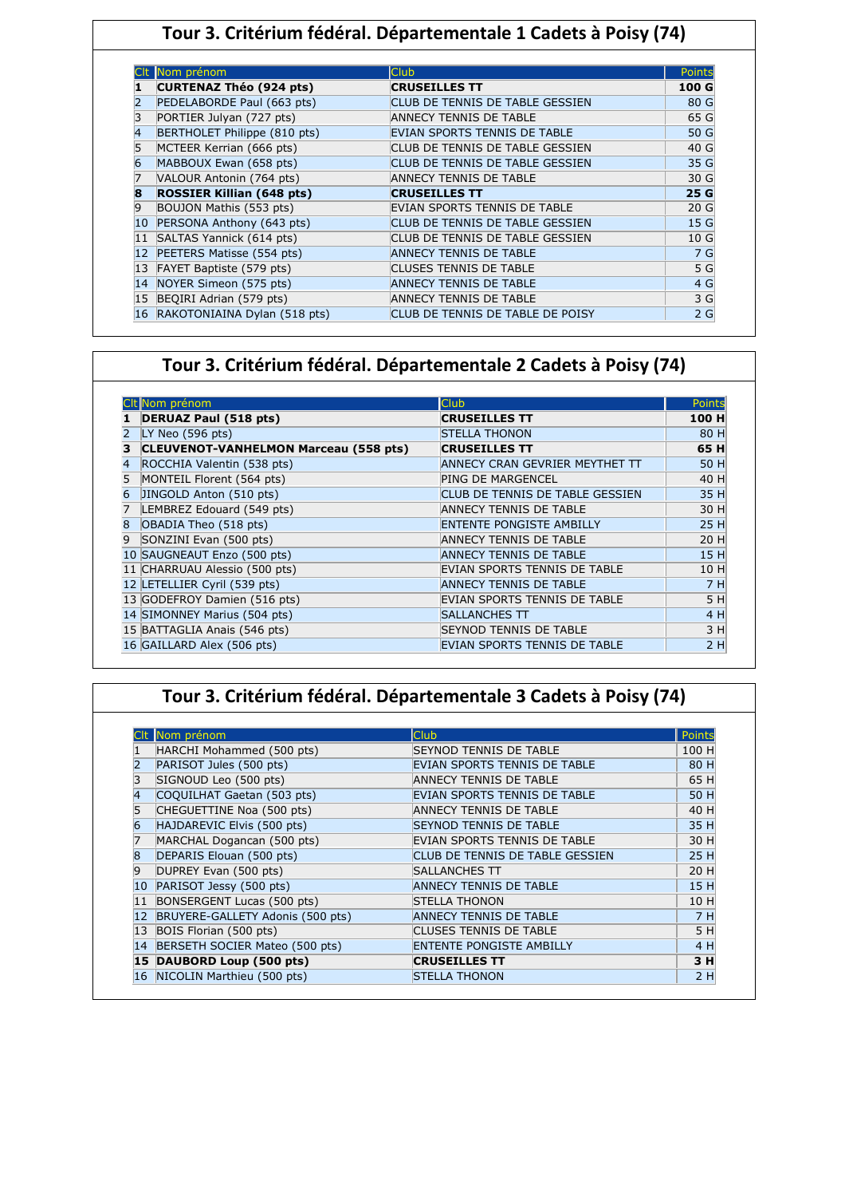## Tour 3. Critérium fédéral. Départementale 1 Cadets à Poisy (74)

| Clt | Nom prénom | Club | Points |
|---|---|---|---|
| **1** | **CURTENAZ Théo (924 pts)** | **CRUSEILLES TT** | **100 G** |
| 2 | PEDELABORDE Paul (663 pts) | CLUB DE TENNIS DE TABLE GESSIEN | 80 G |
| 3 | PORTIER Julyan (727 pts) | ANNECY TENNIS DE TABLE | 65 G |
| 4 | BERTHOLET Philippe (810 pts) | EVIAN SPORTS TENNIS DE TABLE | 50 G |
| 5 | MCTEER Kerrian (666 pts) | CLUB DE TENNIS DE TABLE GESSIEN | 40 G |
| 6 | MABBOUX Ewan (658 pts) | CLUB DE TENNIS DE TABLE GESSIEN | 35 G |
| 7 | VALOUR Antonin (764 pts) | ANNECY TENNIS DE TABLE | 30 G |
| **8** | **ROSSIER Killian (648 pts)** | **CRUSEILLES TT** | **25 G** |
| 9 | BOUJON Mathis (553 pts) | EVIAN SPORTS TENNIS DE TABLE | 20 G |
| 10 | PERSONA Anthony (643 pts) | CLUB DE TENNIS DE TABLE GESSIEN | 15 G |
| 11 | SALTAS Yannick (614 pts) | CLUB DE TENNIS DE TABLE GESSIEN | 10 G |
| 12 | PEETERS Matisse (554 pts) | ANNECY TENNIS DE TABLE | 7 G |
| 13 | FAYET Baptiste (579 pts) | CLUSES TENNIS DE TABLE | 5 G |
| 14 | NOYER Simeon (575 pts) | ANNECY TENNIS DE TABLE | 4 G |
| 15 | BEQIRI Adrian (579 pts) | ANNECY TENNIS DE TABLE | 3 G |
| 16 | RAKOTONIAINA Dylan (518 pts) | CLUB DE TENNIS DE TABLE DE POISY | 2 G |

## Tour 3. Critérium fédéral. Départementale 2 Cadets à Poisy (74)

| Clt | Nom prénom | Club | Points |
|---|---|---|---|
| **1** | **DERUAZ Paul (518 pts)** | **CRUSEILLES TT** | **100 H** |
| 2 | LY Neo (596 pts) | STELLA THONON | 80 H |
| **3** | **CLEUVENOT-VANHELMON Marceau (558 pts)** | **CRUSEILLES TT** | **65 H** |
| 4 | ROCCHIA Valentin (538 pts) | ANNECY CRAN GEVRIER MEYTHET TT | 50 H |
| 5 | MONTEIL Florent (564 pts) | PING DE MARGENCEL | 40 H |
| 6 | JINGOLD Anton (510 pts) | CLUB DE TENNIS DE TABLE GESSIEN | 35 H |
| 7 | LEMBREZ Edouard (549 pts) | ANNECY TENNIS DE TABLE | 30 H |
| 8 | OBADIA Theo (518 pts) | ENTENTE PONGISTE AMBILLY | 25 H |
| 9 | SONZINI Evan (500 pts) | ANNECY TENNIS DE TABLE | 20 H |
| 10 | SAUGNEAUT Enzo (500 pts) | ANNECY TENNIS DE TABLE | 15 H |
| 11 | CHARRUAU Alessio (500 pts) | EVIAN SPORTS TENNIS DE TABLE | 10 H |
| 12 | LETELLIER Cyril (539 pts) | ANNECY TENNIS DE TABLE | 7 H |
| 13 | GODEFROY Damien (516 pts) | EVIAN SPORTS TENNIS DE TABLE | 5 H |
| 14 | SIMONNEY Marius (504 pts) | SALLANCHES TT | 4 H |
| 15 | BATTAGLIA Anais (546 pts) | SEYNOD TENNIS DE TABLE | 3 H |
| 16 | GAILLARD Alex (506 pts) | EVIAN SPORTS TENNIS DE TABLE | 2 H |

## Tour 3. Critérium fédéral. Départementale 3 Cadets à Poisy (74)

| Clt | Nom prénom | Club | Points |
|---|---|---|---|
| 1 | HARCHI Mohammed (500 pts) | SEYNOD TENNIS DE TABLE | 100 H |
| 2 | PARISOT Jules (500 pts) | EVIAN SPORTS TENNIS DE TABLE | 80 H |
| 3 | SIGNOUD Leo (500 pts) | ANNECY TENNIS DE TABLE | 65 H |
| 4 | COQUILHAT Gaetan (503 pts) | EVIAN SPORTS TENNIS DE TABLE | 50 H |
| 5 | CHEGUETTINE Noa (500 pts) | ANNECY TENNIS DE TABLE | 40 H |
| 6 | HAJDAREVIC Elvis (500 pts) | SEYNOD TENNIS DE TABLE | 35 H |
| 7 | MARCHAL Dogancan (500 pts) | EVIAN SPORTS TENNIS DE TABLE | 30 H |
| 8 | DEPARIS Elouan (500 pts) | CLUB DE TENNIS DE TABLE GESSIEN | 25 H |
| 9 | DUPREY Evan (500 pts) | SALLANCHES TT | 20 H |
| 10 | PARISOT Jessy (500 pts) | ANNECY TENNIS DE TABLE | 15 H |
| 11 | BONSERGENT Lucas (500 pts) | STELLA THONON | 10 H |
| 12 | BRUYERE-GALLETY Adonis (500 pts) | ANNECY TENNIS DE TABLE | 7 H |
| 13 | BOIS Florian (500 pts) | CLUSES TENNIS DE TABLE | 5 H |
| 14 | BERSETH SOCIER Mateo (500 pts) | ENTENTE PONGISTE AMBILLY | 4 H |
| **15** | **DAUBORD Loup (500 pts)** | **CRUSEILLES TT** | **3 H** |
| 16 | NICOLIN Marthieu (500 pts) | STELLA THONON | 2 H |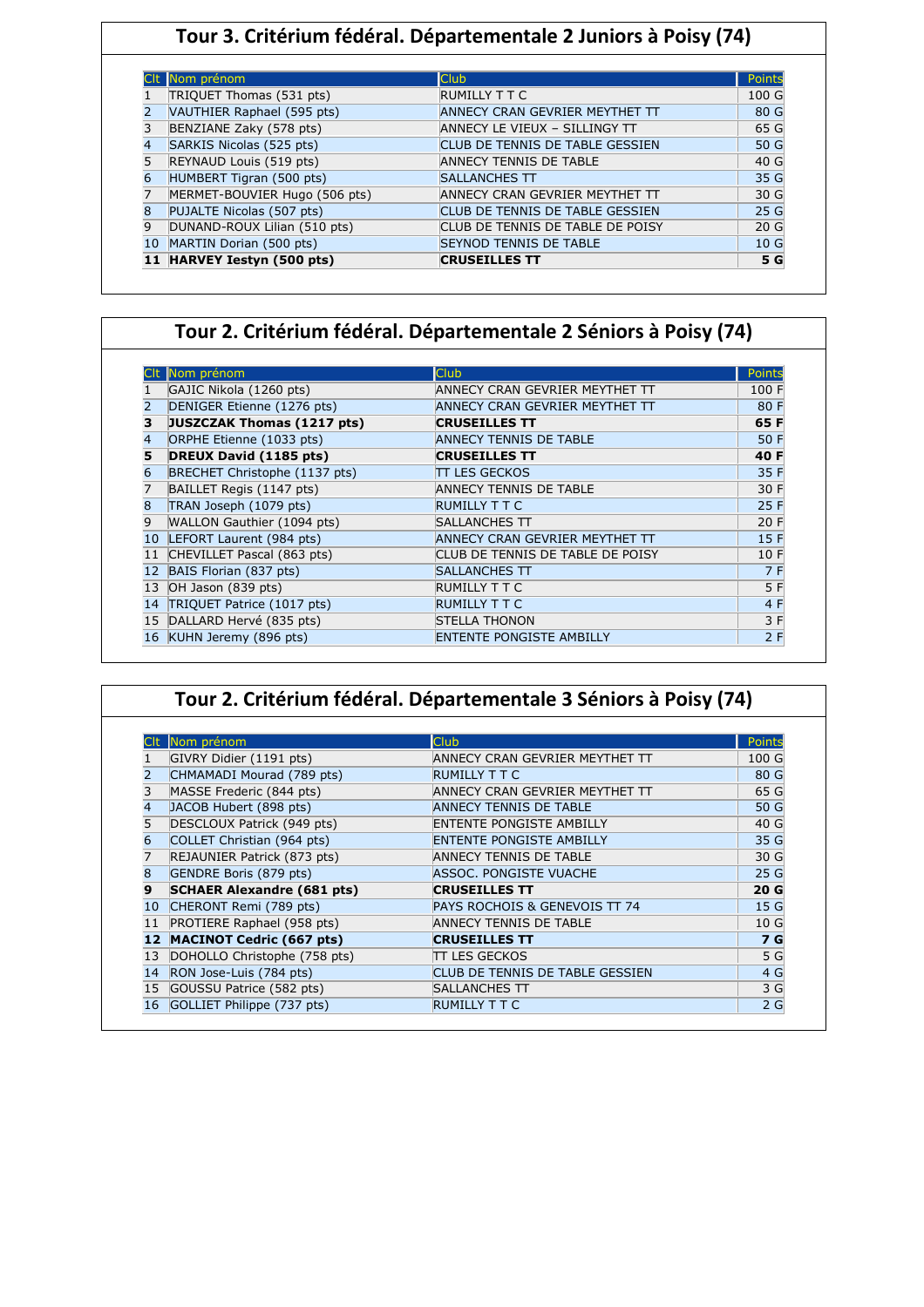## Tour 3. Critérium fédéral. Départementale 2 Juniors à Poisy (74)

| Clt | Nom prénom | Club | Points |
|---|---|---|---|
| 1 | TRIQUET Thomas (531 pts) | RUMILLY T T C | 100 G |
| 2 | VAUTHIER Raphael (595 pts) | ANNECY CRAN GEVRIER MEYTHET TT | 80 G |
| 3 | BENZIANE Zaky (578 pts) | ANNECY LE VIEUX – SILLINGY TT | 65 G |
| 4 | SARKIS Nicolas (525 pts) | CLUB DE TENNIS DE TABLE GESSIEN | 50 G |
| 5 | REYNAUD Louis (519 pts) | ANNECY TENNIS DE TABLE | 40 G |
| 6 | HUMBERT Tigran (500 pts) | SALLANCHES TT | 35 G |
| 7 | MERMET-BOUVIER Hugo (506 pts) | ANNECY CRAN GEVRIER MEYTHET TT | 30 G |
| 8 | PUJALTE Nicolas (507 pts) | CLUB DE TENNIS DE TABLE GESSIEN | 25 G |
| 9 | DUNAND-ROUX Lilian (510 pts) | CLUB DE TENNIS DE TABLE DE POISY | 20 G |
| 10 | MARTIN Dorian (500 pts) | SEYNOD TENNIS DE TABLE | 10 G |
| **11** | **HARVEY Iestyn (500 pts)** | **CRUSEILLES TT** | **5 G** |

## Tour 2. Critérium fédéral. Départementale 2 Séniors à Poisy (74)

| Clt | Nom prénom | Club | Points |
|---|---|---|---|
| 1 | GAJIC Nikola (1260 pts) | ANNECY CRAN GEVRIER MEYTHET TT | 100 F |
| 2 | DENIGER Etienne (1276 pts) | ANNECY CRAN GEVRIER MEYTHET TT | 80 F |
| **3** | **JUSZCZAK Thomas (1217 pts)** | **CRUSEILLES TT** | **65 F** |
| 4 | ORPHE Etienne (1033 pts) | ANNECY TENNIS DE TABLE | 50 F |
| **5** | **DREUX David (1185 pts)** | **CRUSEILLES TT** | **40 F** |
| 6 | BRECHET Christophe (1137 pts) | TT LES GECKOS | 35 F |
| 7 | BAILLET Regis (1147 pts) | ANNECY TENNIS DE TABLE | 30 F |
| 8 | TRAN Joseph (1079 pts) | RUMILLY T T C | 25 F |
| 9 | WALLON Gauthier (1094 pts) | SALLANCHES TT | 20 F |
| 10 | LEFORT Laurent (984 pts) | ANNECY CRAN GEVRIER MEYTHET TT | 15 F |
| 11 | CHEVILLET Pascal (863 pts) | CLUB DE TENNIS DE TABLE DE POISY | 10 F |
| 12 | BAIS Florian (837 pts) | SALLANCHES TT | 7 F |
| 13 | OH Jason (839 pts) | RUMILLY T T C | 5 F |
| 14 | TRIQUET Patrice (1017 pts) | RUMILLY T T C | 4 F |
| 15 | DALLARD Hervé (835 pts) | STELLA THONON | 3 F |
| 16 | KUHN Jeremy (896 pts) | ENTENTE PONGISTE AMBILLY | 2 F |

## Tour 2. Critérium fédéral. Départementale 3 Séniors à Poisy (74)

| Clt | Nom prénom | Club | Points |
|---|---|---|---|
| 1 | GIVRY Didier (1191 pts) | ANNECY CRAN GEVRIER MEYTHET TT | 100 G |
| 2 | CHMAMADI Mourad (789 pts) | RUMILLY T T C | 80 G |
| 3 | MASSE Frederic (844 pts) | ANNECY CRAN GEVRIER MEYTHET TT | 65 G |
| 4 | JACOB Hubert (898 pts) | ANNECY TENNIS DE TABLE | 50 G |
| 5 | DESCLOUX Patrick (949 pts) | ENTENTE PONGISTE AMBILLY | 40 G |
| 6 | COLLET Christian (964 pts) | ENTENTE PONGISTE AMBILLY | 35 G |
| 7 | REJAUNIER Patrick (873 pts) | ANNECY TENNIS DE TABLE | 30 G |
| 8 | GENDRE Boris (879 pts) | ASSOC. PONGISTE VUACHE | 25 G |
| **9** | **SCHAER Alexandre (681 pts)** | **CRUSEILLES TT** | **20 G** |
| 10 | CHERONT Remi (789 pts) | PAYS ROCHOIS & GENEVOIS TT 74 | 15 G |
| 11 | PROTIERE Raphael (958 pts) | ANNECY TENNIS DE TABLE | 10 G |
| **12** | **MACINOT Cedric (667 pts)** | **CRUSEILLES TT** | **7 G** |
| 13 | DOHOLLO Christophe (758 pts) | TT LES GECKOS | 5 G |
| 14 | RON Jose-Luis (784 pts) | CLUB DE TENNIS DE TABLE GESSIEN | 4 G |
| 15 | GOUSSU Patrice (582 pts) | SALLANCHES TT | 3 G |
| 16 | GOLLIET Philippe (737 pts) | RUMILLY T T C | 2 G |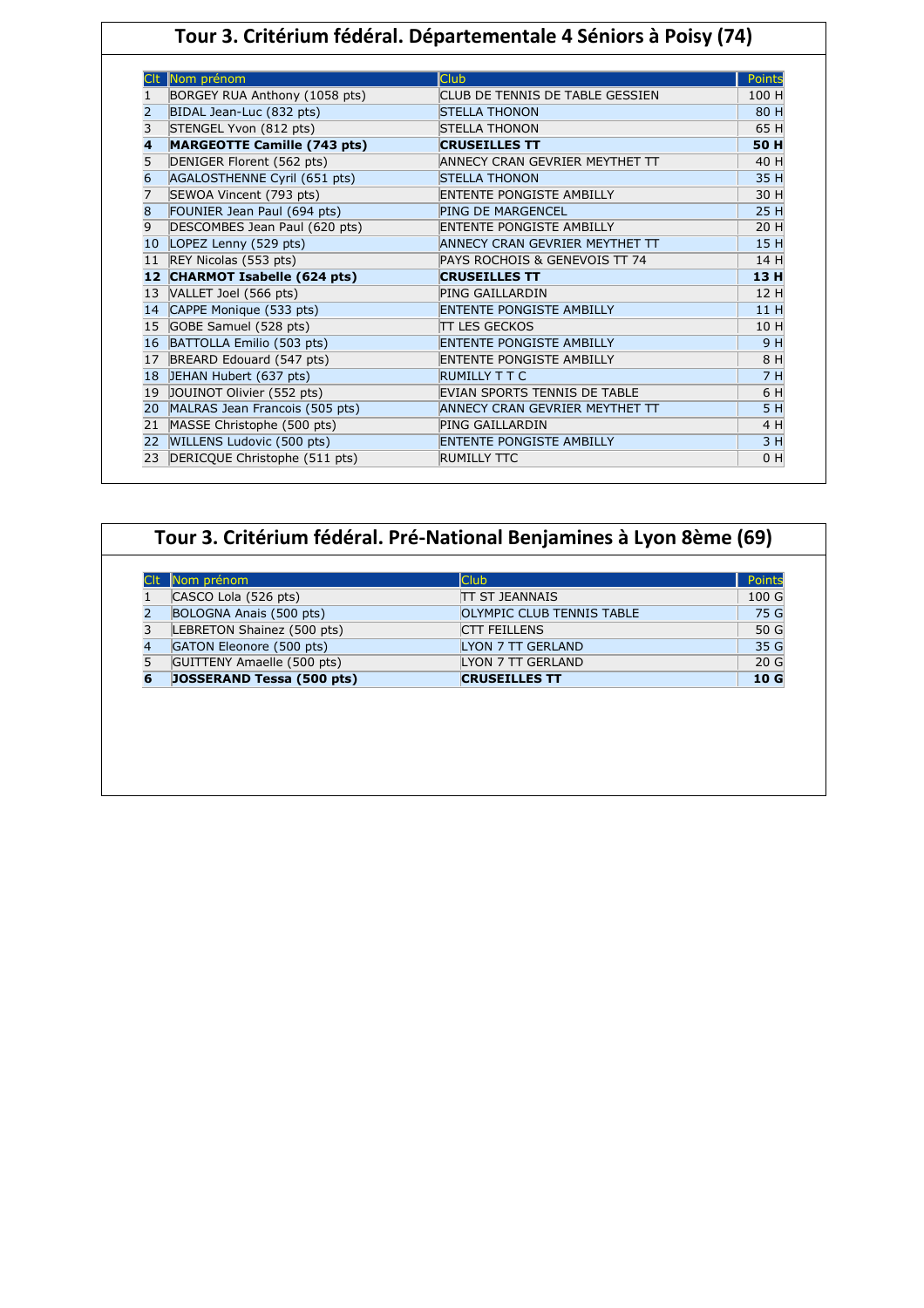## Tour 3. Critérium fédéral. Départementale 4 Séniors à Poisy (74)

| Clt | Nom prénom | Club | Points |
|---|---|---|---|
| 1 | BORGEY RUA Anthony (1058 pts) | CLUB DE TENNIS DE TABLE GESSIEN | 100 H |
| 2 | BIDAL Jean-Luc (832 pts) | STELLA THONON | 80 H |
| 3 | STENGEL Yvon (812 pts) | STELLA THONON | 65 H |
| **4** | **MARGEOTTE Camille (743 pts)** | **CRUSEILLES TT** | **50 H** |
| 5 | DENIGER Florent (562 pts) | ANNECY CRAN GEVRIER MEYTHET TT | 40 H |
| 6 | AGALOSTHENNE Cyril (651 pts) | STELLA THONON | 35 H |
| 7 | SEWOA Vincent (793 pts) | ENTENTE PONGISTE AMBILLY | 30 H |
| 8 | FOUNIER Jean Paul (694 pts) | PING DE MARGENCEL | 25 H |
| 9 | DESCOMBES Jean Paul (620 pts) | ENTENTE PONGISTE AMBILLY | 20 H |
| 10 | LOPEZ Lenny (529 pts) | ANNECY CRAN GEVRIER MEYTHET TT | 15 H |
| 11 | REY Nicolas (553 pts) | PAYS ROCHOIS & GENEVOIS TT 74 | 14 H |
| **12** | **CHARMOT Isabelle (624 pts)** | **CRUSEILLES TT** | **13 H** |
| 13 | VALLET Joel (566 pts) | PING GAILLARDIN | 12 H |
| 14 | CAPPE Monique (533 pts) | ENTENTE PONGISTE AMBILLY | 11 H |
| 15 | GOBE Samuel (528 pts) | TT LES GECKOS | 10 H |
| 16 | BATTOLLA Emilio (503 pts) | ENTENTE PONGISTE AMBILLY | 9 H |
| 17 | BREARD Edouard (547 pts) | ENTENTE PONGISTE AMBILLY | 8 H |
| 18 | JEHAN Hubert (637 pts) | RUMILLY T T C | 7 H |
| 19 | JOUINOT Olivier (552 pts) | EVIAN SPORTS TENNIS DE TABLE | 6 H |
| 20 | MALRAS Jean Francois (505 pts) | ANNECY CRAN GEVRIER MEYTHET TT | 5 H |
| 21 | MASSE Christophe (500 pts) | PING GAILLARDIN | 4 H |
| 22 | WILLENS Ludovic (500 pts) | ENTENTE PONGISTE AMBILLY | 3 H |
| 23 | DERICQUE Christophe (511 pts) | RUMILLY TTC | 0 H |

## Tour 3. Critérium fédéral. Pré-National Benjamines à Lyon 8ème (69)

| Clt | Nom prénom | Club | Points |
|---|---|---|---|
| 1 | CASCO Lola (526 pts) | TT ST JEANNAIS | 100 G |
| 2 | BOLOGNA Anais (500 pts) | OLYMPIC CLUB TENNIS TABLE | 75 G |
| 3 | LEBRETON Shainez (500 pts) | CTT FEILLENS | 50 G |
| 4 | GATON Eleonore (500 pts) | LYON 7 TT GERLAND | 35 G |
| 5 | GUITTENY Amaelle (500 pts) | LYON 7 TT GERLAND | 20 G |
| **6** | **JOSSERAND Tessa (500 pts)** | **CRUSEILLES TT** | **10 G** |